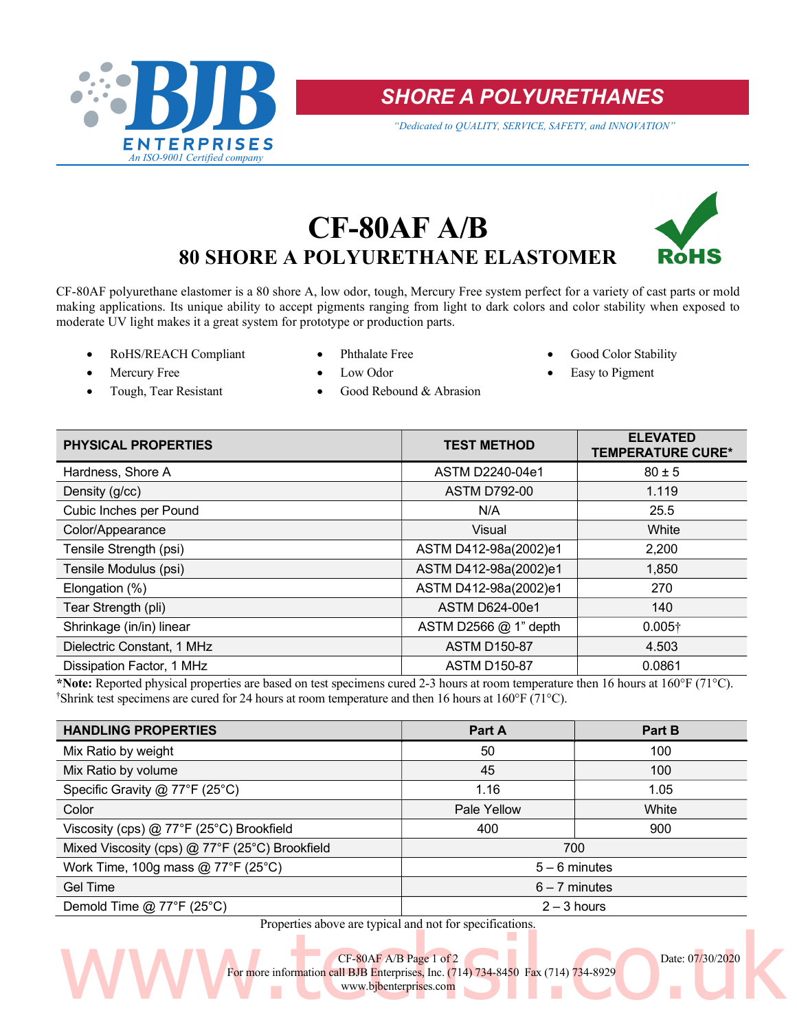SHORE A POLYURETHANES

*"Dedicated to QUALITY, SERVICE, SAFETY, and INNOVATION"*

# CF-80AF A/B

## 80 SHORE A POLYURETHANE ELASTOMER

CF-80AF polyurethane elastomer is a 80 shore A, low odor, tough, Mercury Free system perfect for a variety of cast parts or mold making applications. Its unique ability to accept pigments ranging from light to dark colors and color stability when exposed to moderate UV light makes it a great system for prototype or production parts.

- RoHS/REACH Compliant
- Mercury Free
- Tough, Tear Resistant
- Phthalate Free
- Low Odor
- Good Rebound & Abrasion
- Good Color Stability
- Easy to Pigment

| PHYSICAL PROPERTIES | TEST METHOD | ELEVATED TEMPERATURE CURE* |
|---|---|---|
| Hardness, Shore A | ASTM D2240-04e1 | 80 ± 5 |
| Density (g/cc) | ASTM D792-00 | 1.119 |
| Cubic Inches per Pound | N/A | 25.5 |
| Color/Appearance | Visual | White |
| Tensile Strength (psi) | ASTM D412-98a(2002)e1 | 2,200 |
| Tensile Modulus (psi) | ASTM D412-98a(2002)e1 | 1,850 |
| Elongation (%) | ASTM D412-98a(2002)e1 | 270 |
| Tear Strength (pli) | ASTM D624-00e1 | 140 |
| Shrinkage (in/in) linear | ASTM D2566 @ 1" depth | 0.005† |
| Dielectric Constant, 1 MHz | ASTM D150-87 | 4.503 |
| Dissipation Factor, 1 MHz | ASTM D150-87 | 0.0861 |

***Note:** Reported physical properties are based on test specimens cured 2-3 hours at room temperature then 16 hours at 160°F (71°C).
†Shrink test specimens are cured for 24 hours at room temperature and then 16 hours at 160°F (71°C).

| HANDLING PROPERTIES | Part A | Part B |
|---|---|---|
| Mix Ratio by weight | 50 | 100 |
| Mix Ratio by volume | 45 | 100 |
| Specific Gravity @ 77°F (25°C) | 1.16 | 1.05 |
| Color | Pale Yellow | White |
| Viscosity (cps) @ 77°F (25°C) Brookfield | 400 | 900 |
| Mixed Viscosity (cps) @ 77°F (25°C) Brookfield | 700 | |
| Work Time, 100g mass @ 77°F (25°C) | 5 – 6 minutes | |
| Gel Time | 6 – 7 minutes | |
| Demold Time @ 77°F (25°C) | 2 – 3 hours | |

Properties above are typical and not for specifications.

Date: 07/30/2020

For more information call BJB Enterprises, Inc. (714) 734-8450 Fax (714) 734-8929
www.bjbenterprises.com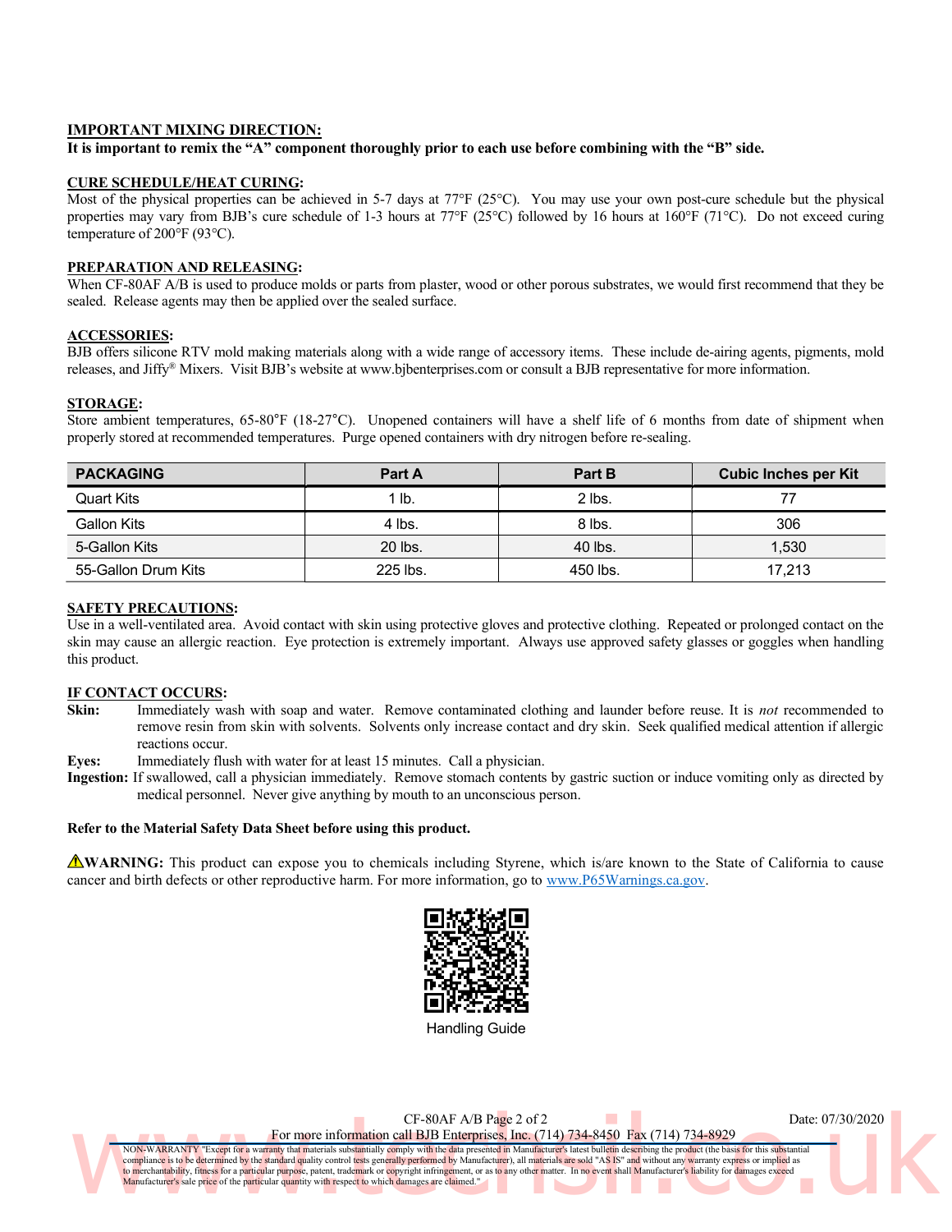**IMPORTANT MIXING DIRECTION:**
**It is important to remix the "A" component thoroughly prior to each use before combining with the "B" side.**

**CURE SCHEDULE/HEAT CURING:**
Most of the physical properties can be achieved in 5-7 days at 77°F (25°C). You may use your own post-cure schedule but the physical properties may vary from BJB's cure schedule of 1-3 hours at 77°F (25°C) followed by 16 hours at 160°F (71°C). Do not exceed curing temperature of 200°F (93°C).

**PREPARATION AND RELEASING:**
When CF-80AF A/B is used to produce molds or parts from plaster, wood or other porous substrates, we would first recommend that they be sealed. Release agents may then be applied over the sealed surface.

**ACCESSORIES:**
BJB offers silicone RTV mold making materials along with a wide range of accessory items. These include de-airing agents, pigments, mold releases, and Jiffy® Mixers. Visit BJB's website at www.bjbenterprises.com or consult a BJB representative for more information.

**STORAGE:**
Store ambient temperatures, 65-80°F (18-27°C). Unopened containers will have a shelf life of 6 months from date of shipment when properly stored at recommended temperatures. Purge opened containers with dry nitrogen before re-sealing.

| PACKAGING | Part A | Part B | Cubic Inches per Kit |
|---|---|---|---|
| Quart Kits | 1 lb. | 2 lbs. | 77 |
| Gallon Kits | 4 lbs. | 8 lbs. | 306 |
| 5-Gallon Kits | 20 lbs. | 40 lbs. | 1,530 |
| 55-Gallon Drum Kits | 225 lbs. | 450 lbs. | 17,213 |

**SAFETY PRECAUTIONS:**
Use in a well-ventilated area. Avoid contact with skin using protective gloves and protective clothing. Repeated or prolonged contact on the skin may cause an allergic reaction. Eye protection is extremely important. Always use approved safety glasses or goggles when handling this product.

**IF CONTACT OCCURS:**

**Skin:** Immediately wash with soap and water. Remove contaminated clothing and launder before reuse. It is *not* recommended to remove resin from skin with solvents. Solvents only increase contact and dry skin. Seek qualified medical attention if allergic reactions occur.

**Eyes:** Immediately flush with water for at least 15 minutes. Call a physician.

**Ingestion:** If swallowed, call a physician immediately. Remove stomach contents by gastric suction or induce vomiting only as directed by medical personnel. Never give anything by mouth to an unconscious person.

**Refer to the Material Safety Data Sheet before using this product.**

⚠**WARNING:** This product can expose you to chemicals including Styrene, which is/are known to the State of California to cause cancer and birth defects or other reproductive harm. For more information, go to www.P65Warnings.ca.gov.

Handling Guide

Date: 07/30/2020

For more information call BJB Enterprises, Inc. (714) 734-8450 Fax (714) 734-8929

NON-WARRANTY "Except for a warranty that materials substantially comply with the data presented in Manufacturer's latest bulletin describing the product (the basis for this substantial compliance is to be determined by the standard quality control tests generally performed by Manufacturer), all materials are sold "AS IS" and without any warranty express or implied as to merchantability, fitness for a particular purpose, patent, trademark or copyright infringement, or as to any other matter. In no event shall Manufacturer's liability for damages exceed Manufacturer's sale price of the particular quantity with respect to which damages are claimed."